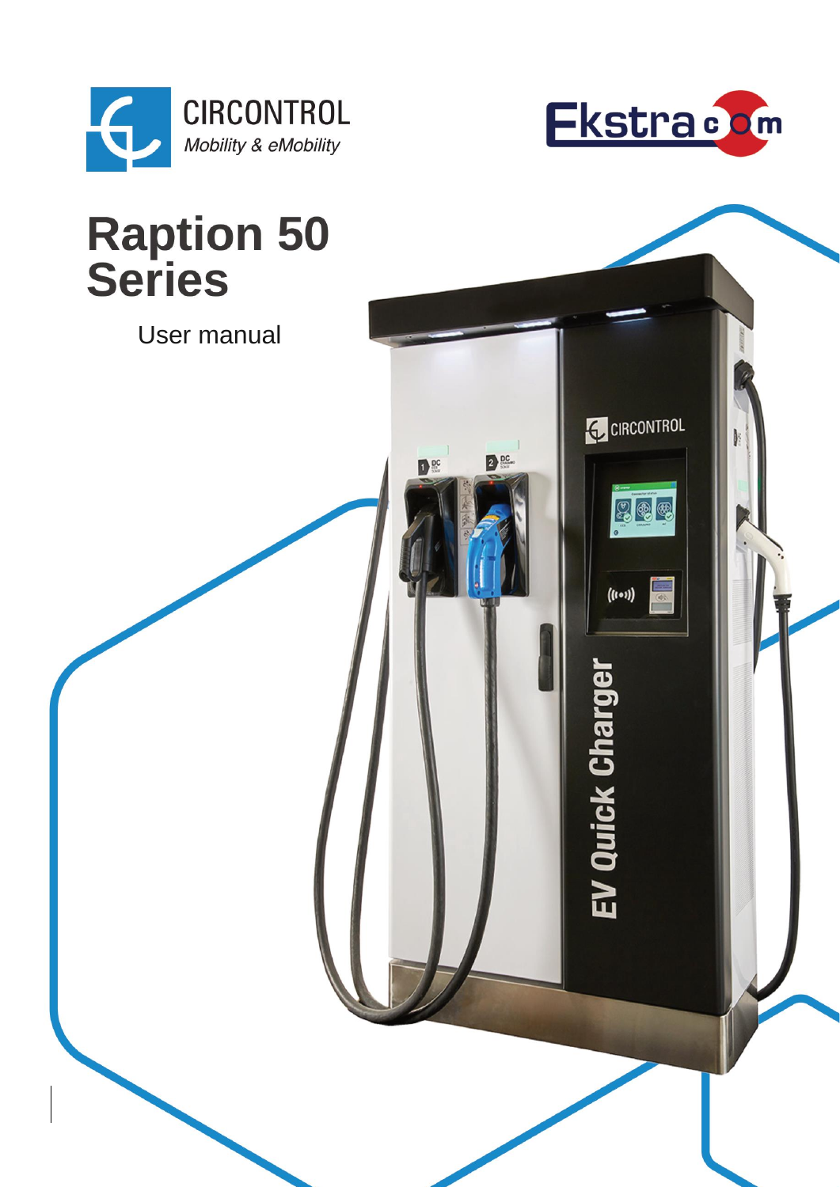CIRCONTROL
*Mobility & eMobility*

Ekstra com

# Raption 50 Series

User manual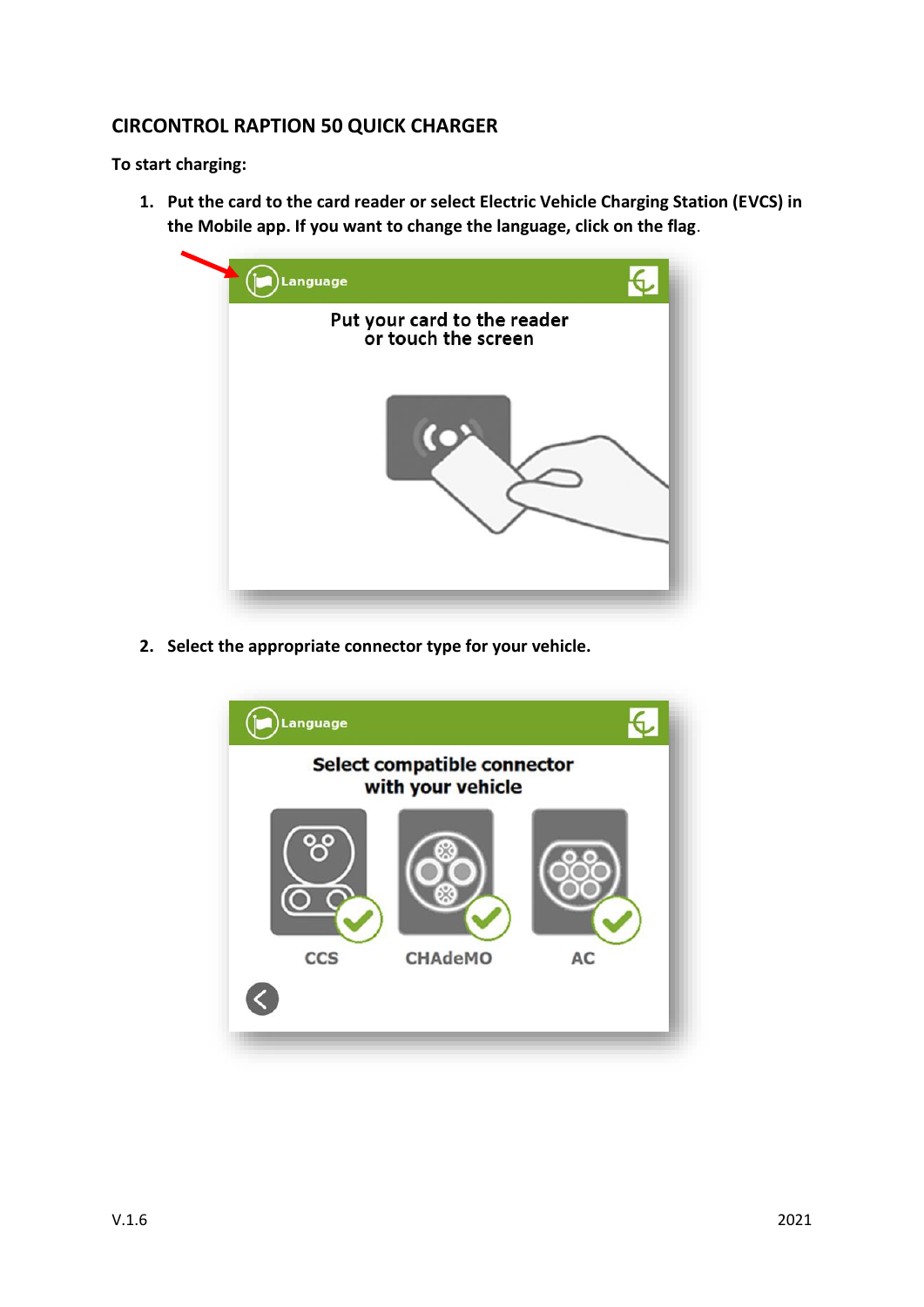## CIRCONTROL RAPTION 50 QUICK CHARGER

**To start charging:**

1. **Put the card to the card reader or select Electric Vehicle Charging Station (EVCS) in the Mobile app. If you want to change the language, click on the flag**.

2. **Select the appropriate connector type for your vehicle.**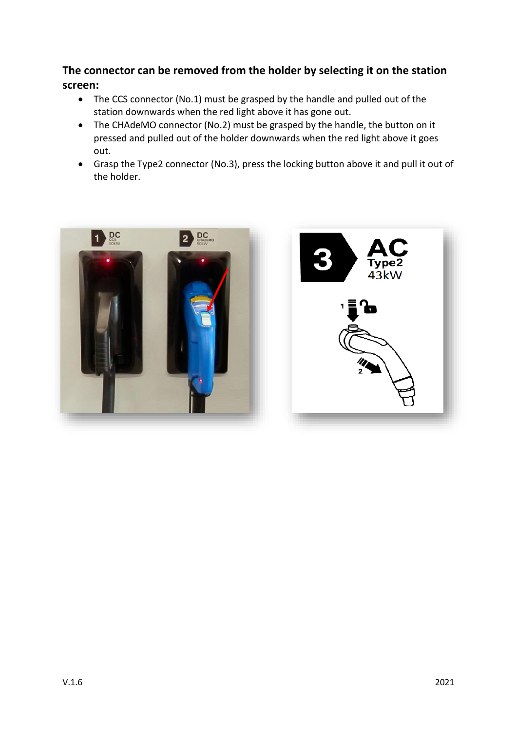**The connector can be removed from the holder by selecting it on the station screen:**

- The CCS connector (No.1) must be grasped by the handle and pulled out of the station downwards when the red light above it has gone out.
- The CHAdeMO connector (No.2) must be grasped by the handle, the button on it pressed and pulled out of the holder downwards when the red light above it goes out.
- Grasp the Type2 connector (No.3), press the locking button above it and pull it out of the holder.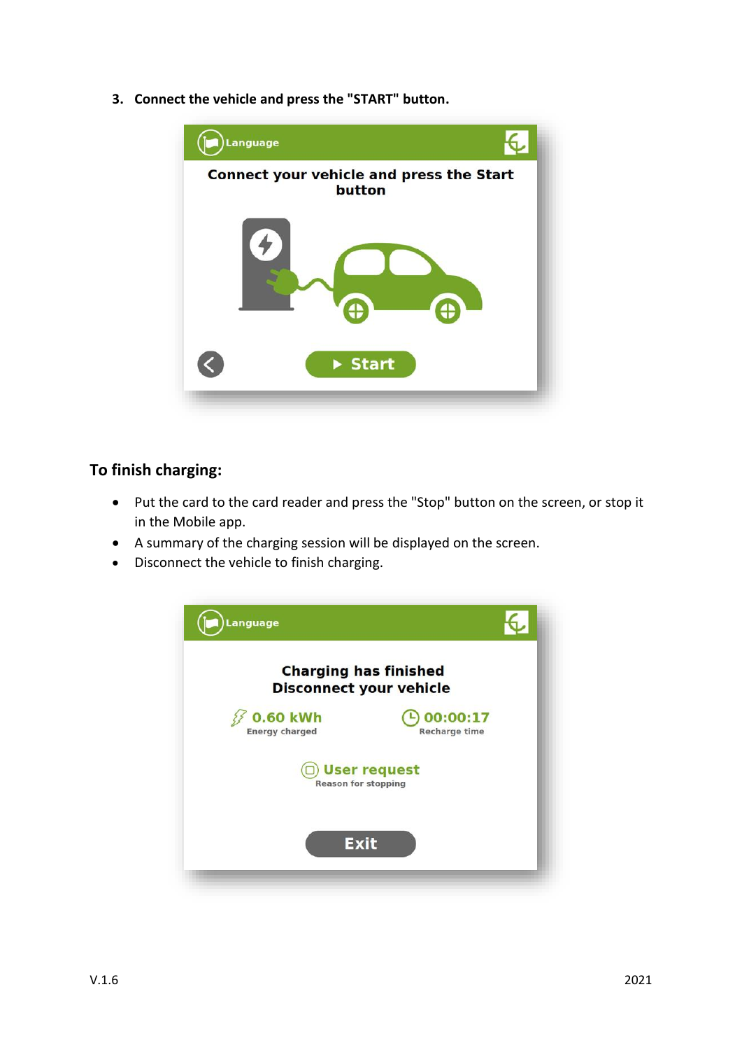3. **Connect the vehicle and press the "START" button.**

## To finish charging:

- Put the card to the card reader and press the "Stop" button on the screen, or stop it in the Mobile app.
- A summary of the charging session will be displayed on the screen.
- Disconnect the vehicle to finish charging.